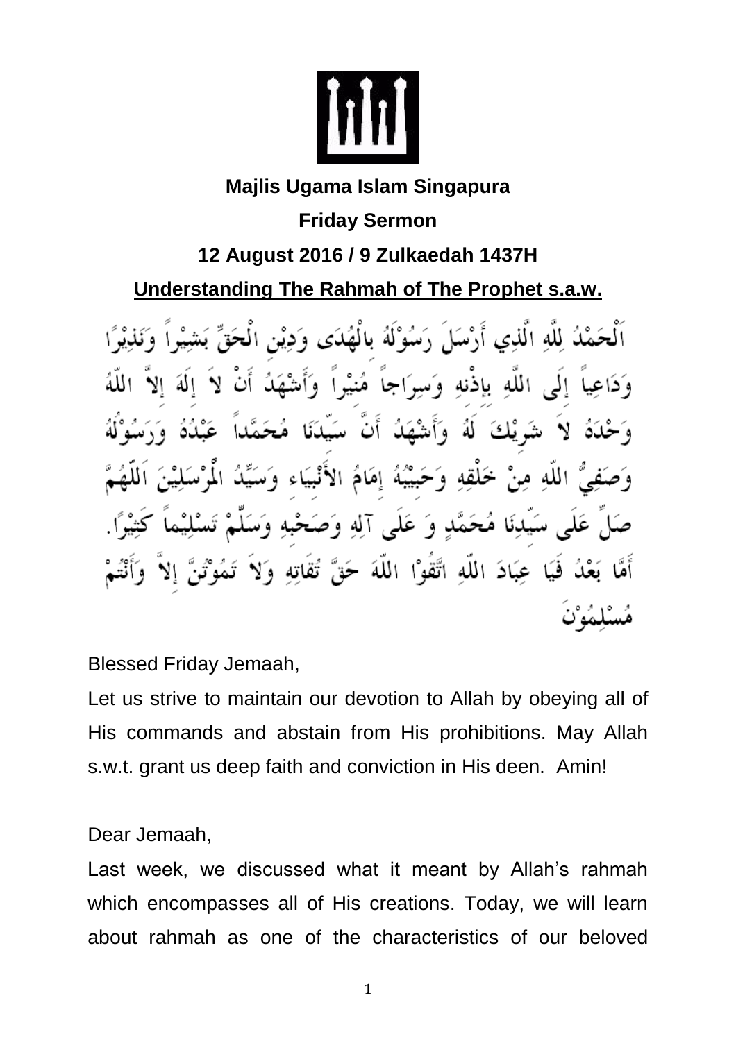**Majlis Ugama Islam Singapura**

**Friday Sermon**

**12 August 2016 / 9 Zulkaedah 1437H**

## Understanding The Rahmah of The Prophet s.a.w.

اَلْحَمْدُ لِلّهِ الَّذِي أَرْسَلَ رَسُوْلَهُ بِالْهُدَى وَدِيْنِ الْحَقِّ بَشِيْراً وَنَذِيْرًا وَدَاعِياً إِلَى اللَّهِ بِإِذْنِهِ وَسِرَاجاً مُنِيْراً وَأَشْهَدُ أَنْ لاَ إِلَهَ إِلاَّ اللّهُ وَحْدَهُ لاَ شَرِيْكَ لَهُ وَأَشْهَدُ أَنَّ سَيِّدَنَا مُحَمَّداً عَبْدُهُ وَرَسُوْلُهُ وَصَفِيُّ اللّهِ مِنْ خَلْقِهِ وَحَبِيْبُهُ إِمَامُ الأَنْبِيَاءِ وَسَيِّدُ الْمُرْسَلِيْنَ اَللّهُمَّ صَلِّ عَلَى سَيِّدِنَا مُحَمَّدٍ وَ عَلَى آلِهِ وَصَحْبِهِ وَسَلِّمْ تَسْلِيْماً كَثِيْرًا. أَمَّا بَعْدُ فَيَا عِبَادَ اللّهِ اتَّقُوْا اللّهَ حَقَّ تُقَاتِهِ وَلاَ تَمُوْتُنَّ إِلاَّ وَأَنْتُمْ مُسْلِمُوْنَ

Blessed Friday Jemaah,

Let us strive to maintain our devotion to Allah by obeying all of His commands and abstain from His prohibitions. May Allah s.w.t. grant us deep faith and conviction in His deen. Amin!

Dear Jemaah,

Last week, we discussed what it meant by Allah's rahmah which encompasses all of His creations. Today, we will learn about rahmah as one of the characteristics of our beloved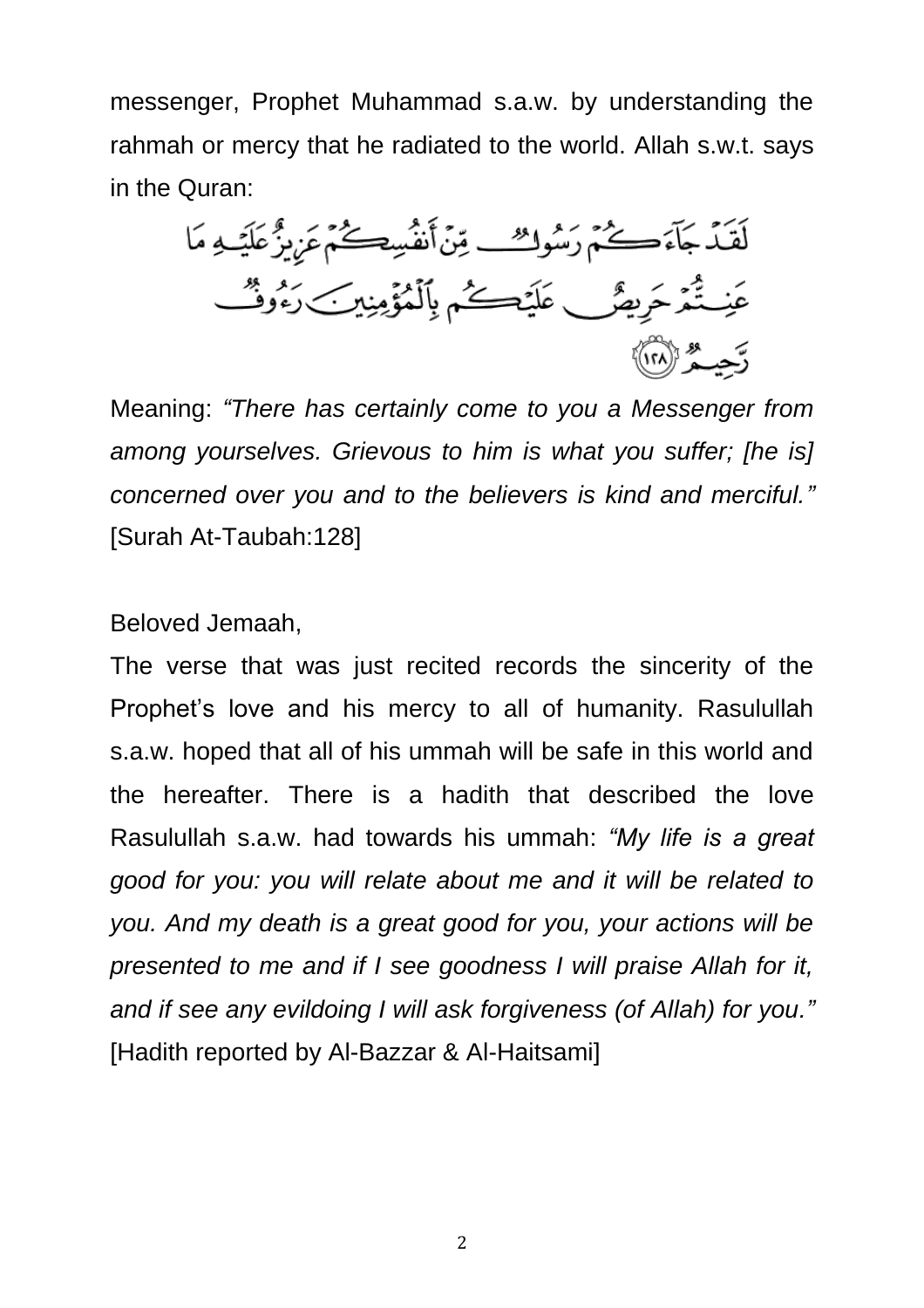messenger, Prophet Muhammad s.a.w. by understanding the rahmah or mercy that he radiated to the world. Allah s.w.t. says in the Quran:

لَقَدْ جَآءَكُمْ رَسُولٌ مِّنْ أَنفُسِكُمْ عَزِيزٌ عَلَيْهِ مَا عَنِتُّمْ حَرِيصٌ عَلَيْكُم بِٱلْمُؤْمِنِينَ رَءُوفٌ رَّحِيمٌ ﴿١٢٨﴾

Meaning: *"There has certainly come to you a Messenger from among yourselves. Grievous to him is what you suffer; [he is] concerned over you and to the believers is kind and merciful."* [Surah At-Taubah:128]

Beloved Jemaah,

The verse that was just recited records the sincerity of the Prophet's love and his mercy to all of humanity. Rasulullah s.a.w. hoped that all of his ummah will be safe in this world and the hereafter. There is a hadith that described the love Rasulullah s.a.w. had towards his ummah: *"My life is a great good for you: you will relate about me and it will be related to you. And my death is a great good for you, your actions will be presented to me and if I see goodness I will praise Allah for it, and if see any evildoing I will ask forgiveness (of Allah) for you."* [Hadith reported by Al-Bazzar & Al-Haitsami]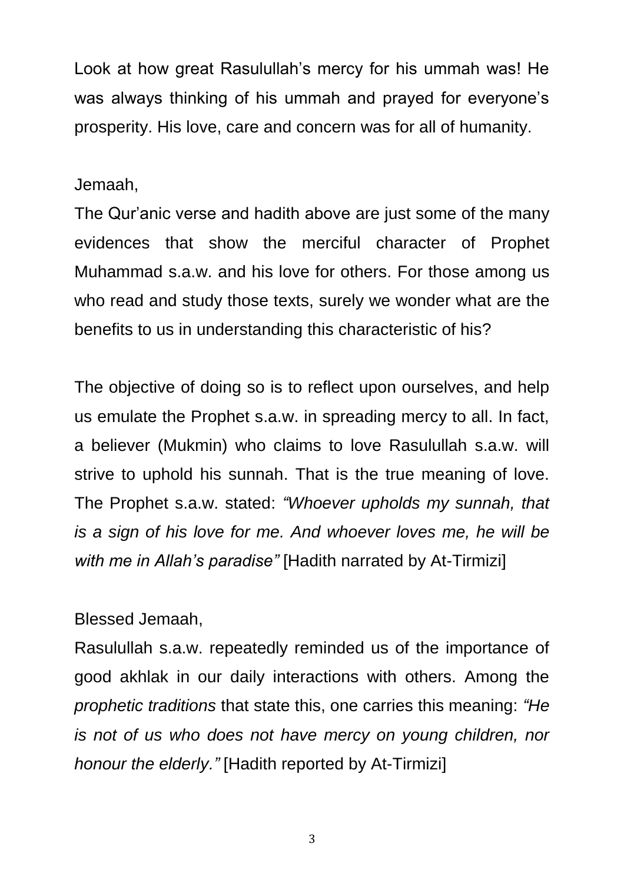Look at how great Rasulullah's mercy for his ummah was! He was always thinking of his ummah and prayed for everyone's prosperity. His love, care and concern was for all of humanity.

Jemaah,

The Qur'anic verse and hadith above are just some of the many evidences that show the merciful character of Prophet Muhammad s.a.w. and his love for others. For those among us who read and study those texts, surely we wonder what are the benefits to us in understanding this characteristic of his?

The objective of doing so is to reflect upon ourselves, and help us emulate the Prophet s.a.w. in spreading mercy to all. In fact, a believer (Mukmin) who claims to love Rasulullah s.a.w. will strive to uphold his sunnah. That is the true meaning of love. The Prophet s.a.w. stated: *"Whoever upholds my sunnah, that is a sign of his love for me. And whoever loves me, he will be with me in Allah's paradise"* [Hadith narrated by At-Tirmizi]

Blessed Jemaah,

Rasulullah s.a.w. repeatedly reminded us of the importance of good akhlak in our daily interactions with others. Among the *prophetic traditions* that state this, one carries this meaning: *"He is not of us who does not have mercy on young children, nor honour the elderly."* [Hadith reported by At-Tirmizi]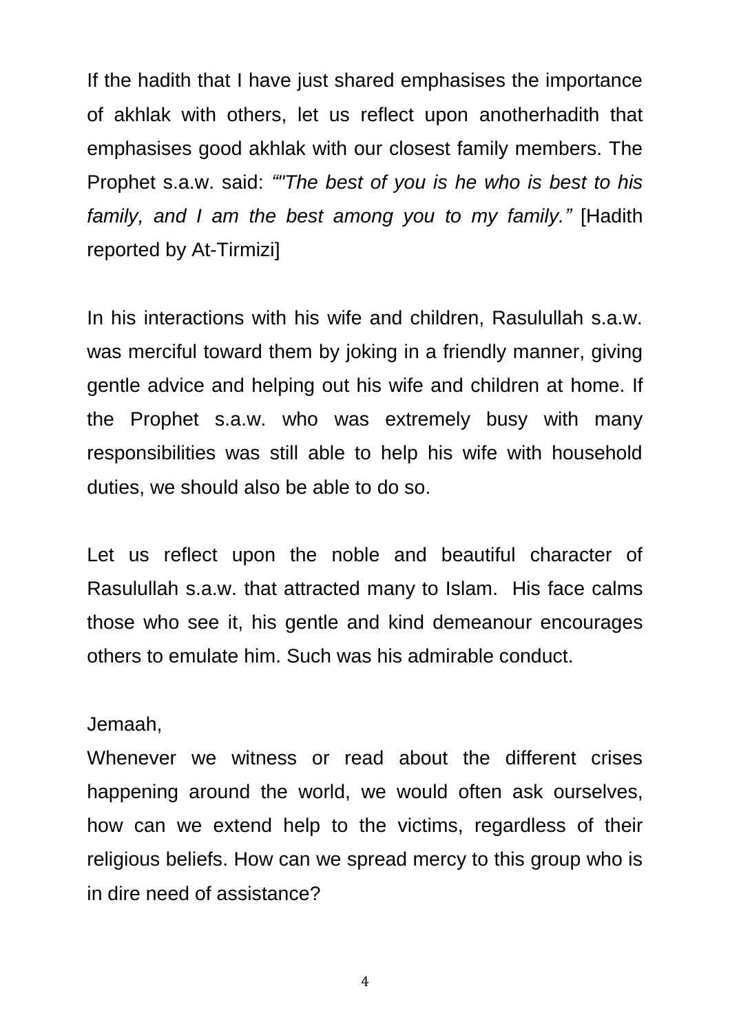If the hadith that I have just shared emphasises the importance of akhlak with others, let us reflect upon anotherhadith that emphasises good akhlak with our closest family members. The Prophet s.a.w. said: *“"The best of you is he who is best to his family, and I am the best among you to my family.”* [Hadith reported by At-Tirmizi]

In his interactions with his wife and children, Rasulullah s.a.w. was merciful toward them by joking in a friendly manner, giving gentle advice and helping out his wife and children at home. If the Prophet s.a.w. who was extremely busy with many responsibilities was still able to help his wife with household duties, we should also be able to do so.

Let us reflect upon the noble and beautiful character of Rasulullah s.a.w. that attracted many to Islam. His face calms those who see it, his gentle and kind demeanour encourages others to emulate him. Such was his admirable conduct.

Jemaah,

Whenever we witness or read about the different crises happening around the world, we would often ask ourselves, how can we extend help to the victims, regardless of their religious beliefs. How can we spread mercy to this group who is in dire need of assistance?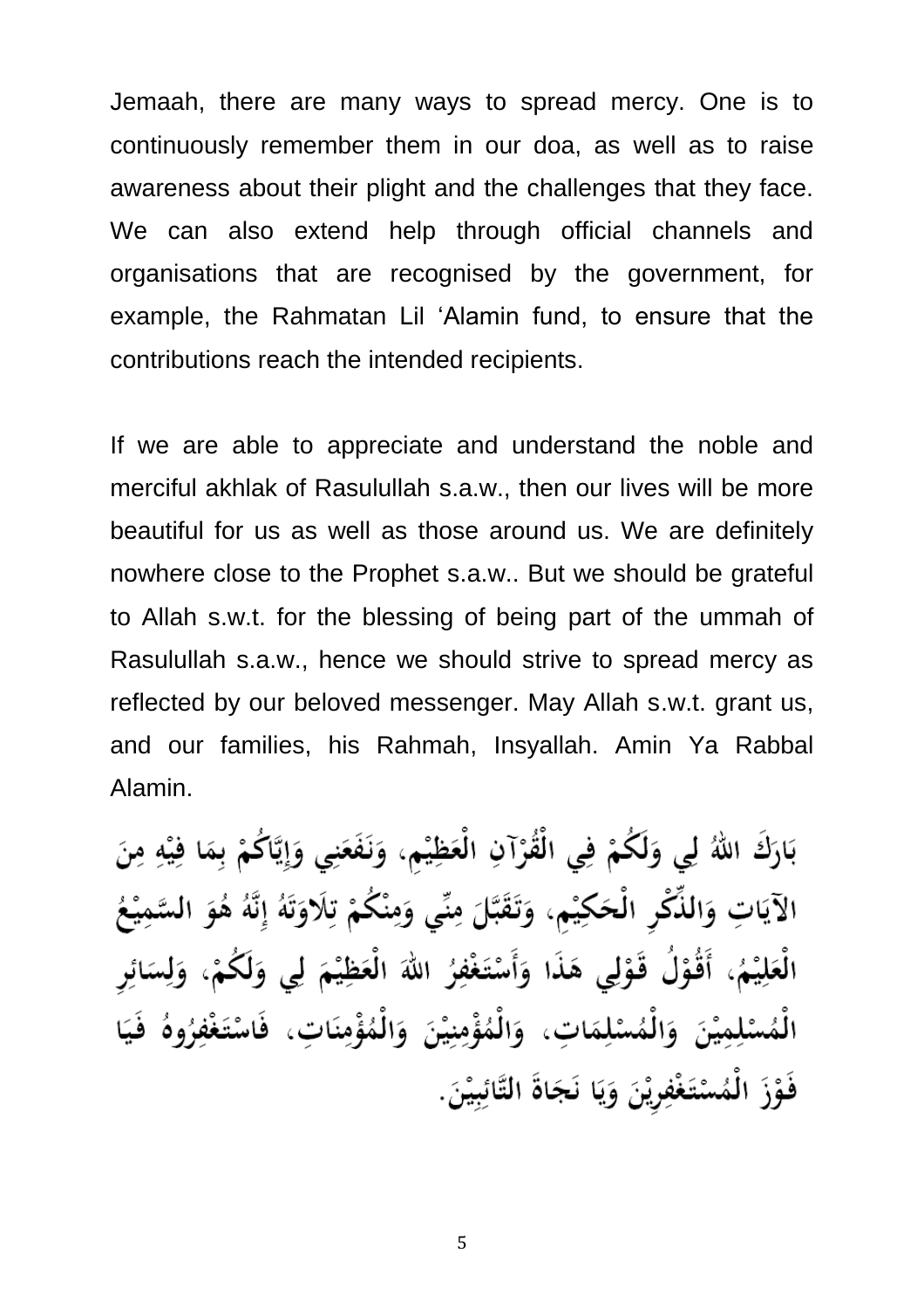Jemaah, there are many ways to spread mercy. One is to continuously remember them in our doa, as well as to raise awareness about their plight and the challenges that they face. We can also extend help through official channels and organisations that are recognised by the government, for example, the Rahmatan Lil 'Alamin fund, to ensure that the contributions reach the intended recipients.

If we are able to appreciate and understand the noble and merciful akhlak of Rasulullah s.a.w., then our lives will be more beautiful for us as well as those around us. We are definitely nowhere close to the Prophet s.a.w.. But we should be grateful to Allah s.w.t. for the blessing of being part of the ummah of Rasulullah s.a.w., hence we should strive to spread mercy as reflected by our beloved messenger. May Allah s.w.t. grant us, and our families, his Rahmah, Insyallah. Amin Ya Rabbal Alamin.

بَارَكَ اللهُ لِي وَلَكُمْ فِي الْقُرْآنِ الْعَظِيْمِ، وَنَفَعَنِي وَإِيَّاكُمْ بِمَا فِيْهِ مِنَ الآيَاتِ وَالذِّكْرِ الْحَكِيْمِ، وَتَقَبَّلَ مِنِّي وَمِنْكُمْ تِلَاوَتَهُ إِنَّهُ هُوَ السَّمِيْعُ الْعَلِيْمُ، أَقُوْلُ قَوْلِي هَذَا وَأَسْتَغْفِرُ اللهَ الْعَظِيْمَ لِي وَلَكُمْ، وَلِسَائِرِ الْمُسْلِمِيْنَ وَالْمُسْلِمَاتِ، وَالْمُؤْمِنِيْنَ وَالْمُؤْمِنَاتِ، فَاسْتَغْفِرُوهُ فَيَا فَوْزَ الْمُسْتَغْفِرِيْنَ وَيَا نَجَاةَ التَّائِبِيْنَ.